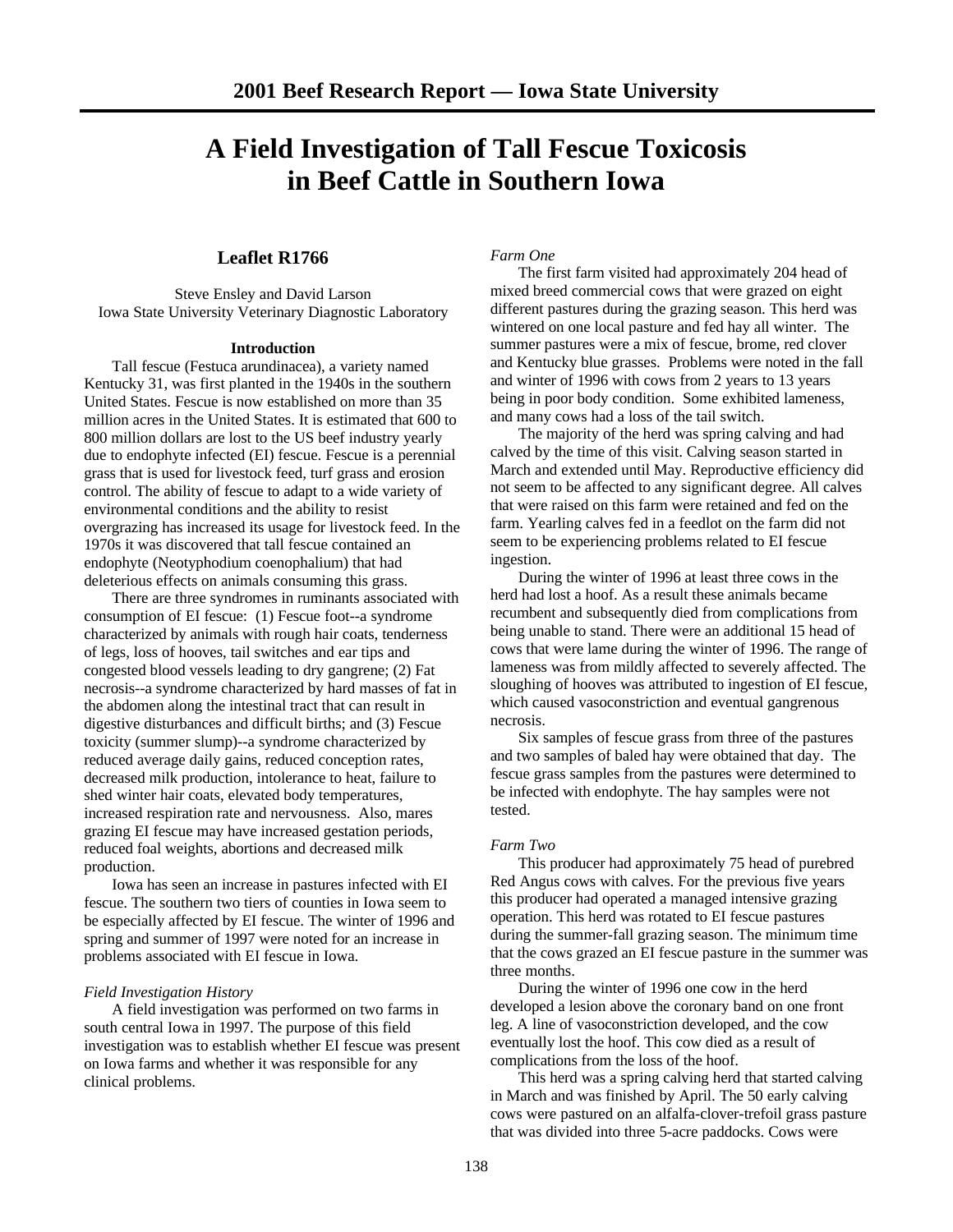# A Field Investigation of Tall Fescue Toxicosis in Beef Cattle in Southern Iowa

## Leaflet R1766

Steve Ensley and David Larson
Iowa State University Veterinary Diagnostic Laboratory

### Introduction

Tall fescue (Festuca arundinacea), a variety named Kentucky 31, was first planted in the 1940s in the southern United States. Fescue is now established on more than 35 million acres in the United States. It is estimated that 600 to 800 million dollars are lost to the US beef industry yearly due to endophyte infected (EI) fescue. Fescue is a perennial grass that is used for livestock feed, turf grass and erosion control. The ability of fescue to adapt to a wide variety of environmental conditions and the ability to resist overgrazing has increased its usage for livestock feed. In the 1970s it was discovered that tall fescue contained an endophyte (Neotyphodium coenophalium) that had deleterious effects on animals consuming this grass.

There are three syndromes in ruminants associated with consumption of EI fescue: (1) Fescue foot--a syndrome characterized by animals with rough hair coats, tenderness of legs, loss of hooves, tail switches and ear tips and congested blood vessels leading to dry gangrene; (2) Fat necrosis--a syndrome characterized by hard masses of fat in the abdomen along the intestinal tract that can result in digestive disturbances and difficult births; and (3) Fescue toxicity (summer slump)--a syndrome characterized by reduced average daily gains, reduced conception rates, decreased milk production, intolerance to heat, failure to shed winter hair coats, elevated body temperatures, increased respiration rate and nervousness. Also, mares grazing EI fescue may have increased gestation periods, reduced foal weights, abortions and decreased milk production.

Iowa has seen an increase in pastures infected with EI fescue. The southern two tiers of counties in Iowa seem to be especially affected by EI fescue. The winter of 1996 and spring and summer of 1997 were noted for an increase in problems associated with EI fescue in Iowa.

*Field Investigation History*

A field investigation was performed on two farms in south central Iowa in 1997. The purpose of this field investigation was to establish whether EI fescue was present on Iowa farms and whether it was responsible for any clinical problems.

*Farm One*

The first farm visited had approximately 204 head of mixed breed commercial cows that were grazed on eight different pastures during the grazing season. This herd was wintered on one local pasture and fed hay all winter. The summer pastures were a mix of fescue, brome, red clover and Kentucky blue grasses. Problems were noted in the fall and winter of 1996 with cows from 2 years to 13 years being in poor body condition. Some exhibited lameness, and many cows had a loss of the tail switch.

The majority of the herd was spring calving and had calved by the time of this visit. Calving season started in March and extended until May. Reproductive efficiency did not seem to be affected to any significant degree. All calves that were raised on this farm were retained and fed on the farm. Yearling calves fed in a feedlot on the farm did not seem to be experiencing problems related to EI fescue ingestion.

During the winter of 1996 at least three cows in the herd had lost a hoof. As a result these animals became recumbent and subsequently died from complications from being unable to stand. There were an additional 15 head of cows that were lame during the winter of 1996. The range of lameness was from mildly affected to severely affected. The sloughing of hooves was attributed to ingestion of EI fescue, which caused vasoconstriction and eventual gangrenous necrosis.

Six samples of fescue grass from three of the pastures and two samples of baled hay were obtained that day. The fescue grass samples from the pastures were determined to be infected with endophyte. The hay samples were not tested.

*Farm Two*

This producer had approximately 75 head of purebred Red Angus cows with calves. For the previous five years this producer had operated a managed intensive grazing operation. This herd was rotated to EI fescue pastures during the summer-fall grazing season. The minimum time that the cows grazed an EI fescue pasture in the summer was three months.

During the winter of 1996 one cow in the herd developed a lesion above the coronary band on one front leg. A line of vasoconstriction developed, and the cow eventually lost the hoof. This cow died as a result of complications from the loss of the hoof.

This herd was a spring calving herd that started calving in March and was finished by April. The 50 early calving cows were pastured on an alfalfa-clover-trefoil grass pasture that was divided into three 5-acre paddocks. Cows were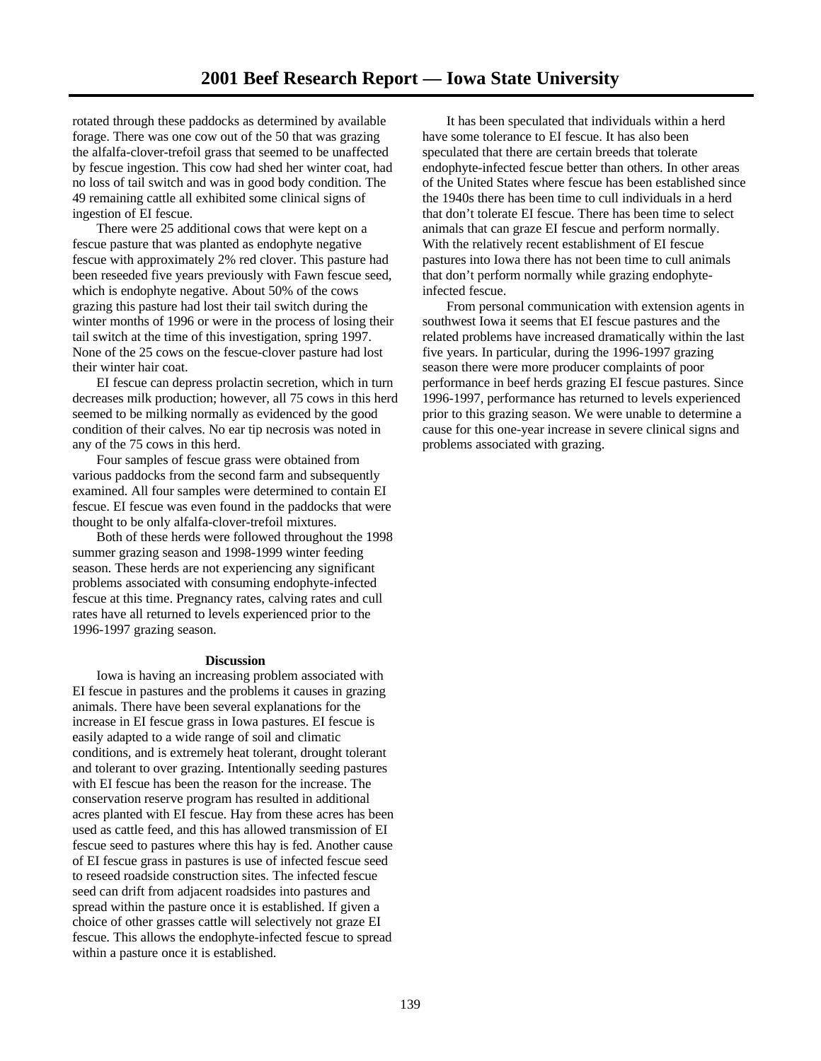rotated through these paddocks as determined by available forage. There was one cow out of the 50 that was grazing the alfalfa-clover-trefoil grass that seemed to be unaffected by fescue ingestion. This cow had shed her winter coat, had no loss of tail switch and was in good body condition. The 49 remaining cattle all exhibited some clinical signs of ingestion of EI fescue.

There were 25 additional cows that were kept on a fescue pasture that was planted as endophyte negative fescue with approximately 2% red clover. This pasture had been reseeded five years previously with Fawn fescue seed, which is endophyte negative. About 50% of the cows grazing this pasture had lost their tail switch during the winter months of 1996 or were in the process of losing their tail switch at the time of this investigation, spring 1997. None of the 25 cows on the fescue-clover pasture had lost their winter hair coat.

EI fescue can depress prolactin secretion, which in turn decreases milk production; however, all 75 cows in this herd seemed to be milking normally as evidenced by the good condition of their calves. No ear tip necrosis was noted in any of the 75 cows in this herd.

Four samples of fescue grass were obtained from various paddocks from the second farm and subsequently examined. All four samples were determined to contain EI fescue. EI fescue was even found in the paddocks that were thought to be only alfalfa-clover-trefoil mixtures.

Both of these herds were followed throughout the 1998 summer grazing season and 1998-1999 winter feeding season. These herds are not experiencing any significant problems associated with consuming endophyte-infected fescue at this time. Pregnancy rates, calving rates and cull rates have all returned to levels experienced prior to the 1996-1997 grazing season.

## Discussion

Iowa is having an increasing problem associated with EI fescue in pastures and the problems it causes in grazing animals. There have been several explanations for the increase in EI fescue grass in Iowa pastures. EI fescue is easily adapted to a wide range of soil and climatic conditions, and is extremely heat tolerant, drought tolerant and tolerant to over grazing. Intentionally seeding pastures with EI fescue has been the reason for the increase. The conservation reserve program has resulted in additional acres planted with EI fescue. Hay from these acres has been used as cattle feed, and this has allowed transmission of EI fescue seed to pastures where this hay is fed. Another cause of EI fescue grass in pastures is use of infected fescue seed to reseed roadside construction sites. The infected fescue seed can drift from adjacent roadsides into pastures and spread within the pasture once it is established. If given a choice of other grasses cattle will selectively not graze EI fescue. This allows the endophyte-infected fescue to spread within a pasture once it is established.

It has been speculated that individuals within a herd have some tolerance to EI fescue. It has also been speculated that there are certain breeds that tolerate endophyte-infected fescue better than others. In other areas of the United States where fescue has been established since the 1940s there has been time to cull individuals in a herd that don't tolerate EI fescue. There has been time to select animals that can graze EI fescue and perform normally. With the relatively recent establishment of EI fescue pastures into Iowa there has not been time to cull animals that don't perform normally while grazing endophyte-infected fescue.

From personal communication with extension agents in southwest Iowa it seems that EI fescue pastures and the related problems have increased dramatically within the last five years. In particular, during the 1996-1997 grazing season there were more producer complaints of poor performance in beef herds grazing EI fescue pastures. Since 1996-1997, performance has returned to levels experienced prior to this grazing season. We were unable to determine a cause for this one-year increase in severe clinical signs and problems associated with grazing.